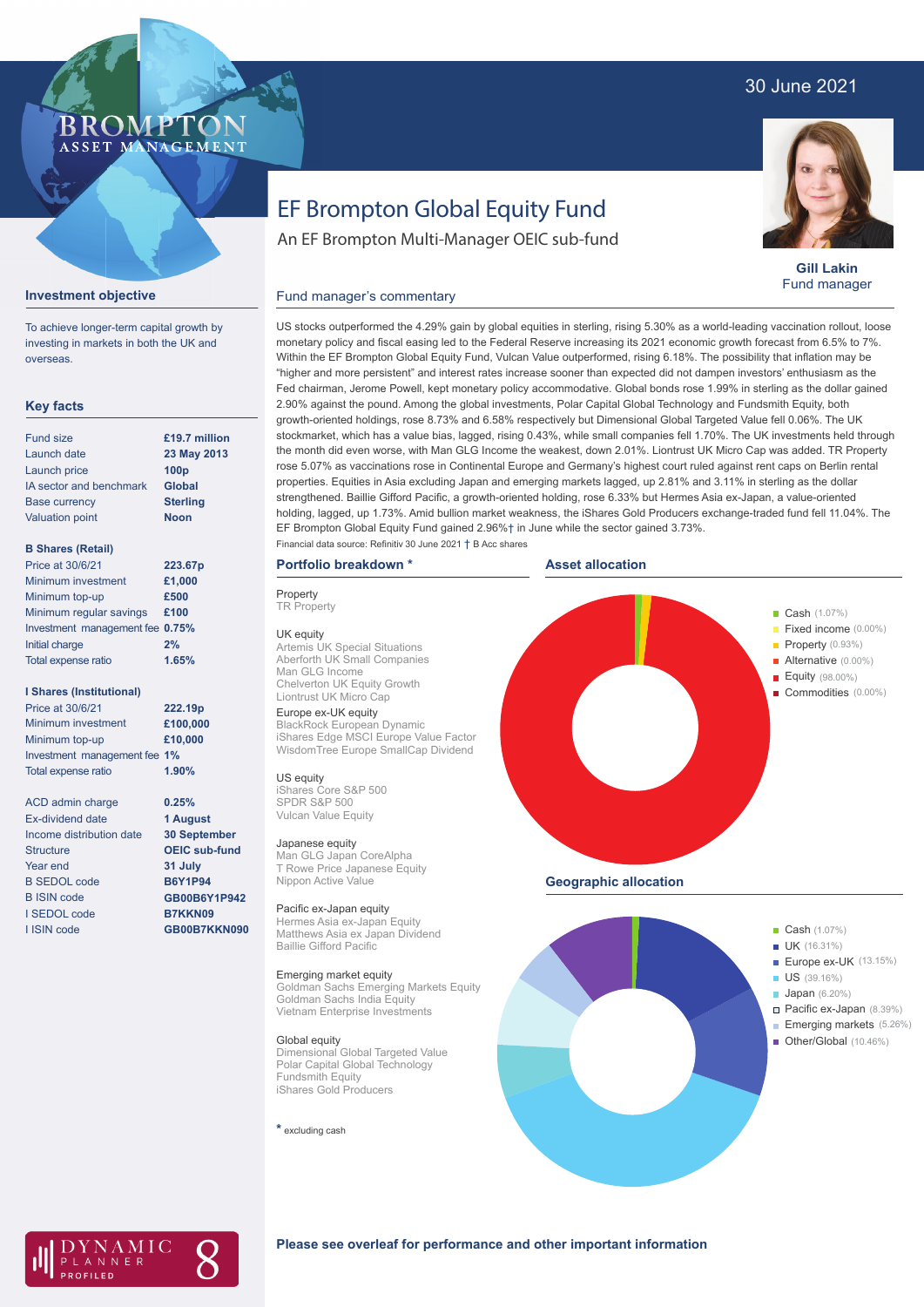30 June 2021

BROMPTON ASSET MANAGEMENT

# EF Brompton Global Equity Fund

An EF Brompton Multi-Manager OEIC sub-fund

**Gill Lakin**
Fund manager

## Investment objective

To achieve longer-term capital growth by investing in markets in both the UK and overseas.

## Key facts

| | |
|---|---|
| Fund size | **£19.7 million** |
| Launch date | **23 May 2013** |
| Launch price | **100p** |
| IA sector and benchmark | **Global** |
| Base currency | **Sterling** |
| Valuation point | **Noon** |

**B Shares (Retail)**

| | |
|---|---|
| Price at 30/6/21 | **223.67p** |
| Minimum investment | **£1,000** |
| Minimum top-up | **£500** |
| Minimum regular savings | **£100** |
| Investment management fee | **0.75%** |
| Initial charge | **2%** |
| Total expense ratio | **1.65%** |

**I Shares (Institutional)**

| | |
|---|---|
| Price at 30/6/21 | **222.19p** |
| Minimum investment | **£100,000** |
| Minimum top-up | **£10,000** |
| Investment management fee | **1%** |
| Total expense ratio | **1.90%** |

| | |
|---|---|
| ACD admin charge | **0.25%** |
| Ex-dividend date | **1 August** |
| Income distribution date | **30 September** |
| Structure | **OEIC sub-fund** |
| Year end | **31 July** |
| B SEDOL code | **B6Y1P94** |
| B ISIN code | **GB00B6Y1P942** |
| I SEDOL code | **B7KKN09** |
| I ISIN code | **GB00B7KKN090** |

## Fund manager's commentary

US stocks outperformed the 4.29% gain by global equities in sterling, rising 5.30% as a world-leading vaccination rollout, loose monetary policy and fiscal easing led to the Federal Reserve increasing its 2021 economic growth forecast from 6.5% to 7%. Within the EF Brompton Global Equity Fund, Vulcan Value outperformed, rising 6.18%. The possibility that inflation may be "higher and more persistent" and interest rates increase sooner than expected did not dampen investors' enthusiasm as the Fed chairman, Jerome Powell, kept monetary policy accommodative. Global bonds rose 1.99% in sterling as the dollar gained 2.90% against the pound. Among the global investments, Polar Capital Global Technology and Fundsmith Equity, both growth-oriented holdings, rose 8.73% and 6.58% respectively but Dimensional Global Targeted Value fell 0.06%. The UK stockmarket, which has a value bias, lagged, rising 0.43%, while small companies fell 1.70%. The UK investments held through the month did even worse, with Man GLG Income the weakest, down 2.01%. Liontrust UK Micro Cap was added. TR Property rose 5.07% as vaccinations rose in Continental Europe and Germany's highest court ruled against rent caps on Berlin rental properties. Equities in Asia excluding Japan and emerging markets lagged, up 2.81% and 3.11% in sterling as the dollar strengthened. Baillie Gifford Pacific, a growth-oriented holding, rose 6.33% but Hermes Asia ex-Japan, a value-oriented holding, lagged, up 1.73%. Amid bullion market weakness, the iShares Gold Producers exchange-traded fund fell 11.04%. The EF Brompton Global Equity Fund gained 2.96%† in June while the sector gained 3.73%.

Financial data source: Refinitiv 30 June 2021 † B Acc shares

## Portfolio breakdown *

**Property**
TR Property

**UK equity**
Artemis UK Special Situations
Aberforth UK Small Companies
Man GLG Income
Chelverton UK Equity Growth
Liontrust UK Micro Cap

**Europe ex-UK equity**
BlackRock European Dynamic
iShares Edge MSCI Europe Value Factor
WisdomTree Europe SmallCap Dividend

**US equity**
iShares Core S&P 500
SPDR S&P 500
Vulcan Value Equity

**Japanese equity**
Man GLG Japan CoreAlpha
T Rowe Price Japanese Equity
Nippon Active Value

**Pacific ex-Japan equity**
Hermes Asia ex-Japan Equity
Matthews Asia ex Japan Dividend
Baillie Gifford Pacific

**Emerging market equity**
Goldman Sachs Emerging Markets Equity
Goldman Sachs India Equity
Vietnam Enterprise Investments

**Global equity**
Dimensional Global Targeted Value
Polar Capital Global Technology
Fundsmith Equity
iShares Gold Producers

* excluding cash

## Asset allocation

| Asset | Allocation |
|---|---|
| Cash | 1.07% |
| Fixed income | 0.00% |
| Property | 0.93% |
| Alternative | 0.00% |
| Equity | 98.00% |
| Commodities | 0.00% |

## Geographic allocation

| Region | Allocation |
|---|---|
| Cash | 1.07% |
| UK | 16.31% |
| Europe ex-UK | 13.15% |
| US | 39.16% |
| Japan | 6.20% |
| Pacific ex-Japan | 8.39% |
| Emerging markets | 5.26% |
| Other/Global | 10.46% |

DYNAMIC PLANNER PROFILED 8

**Please see overleaf for performance and other important information**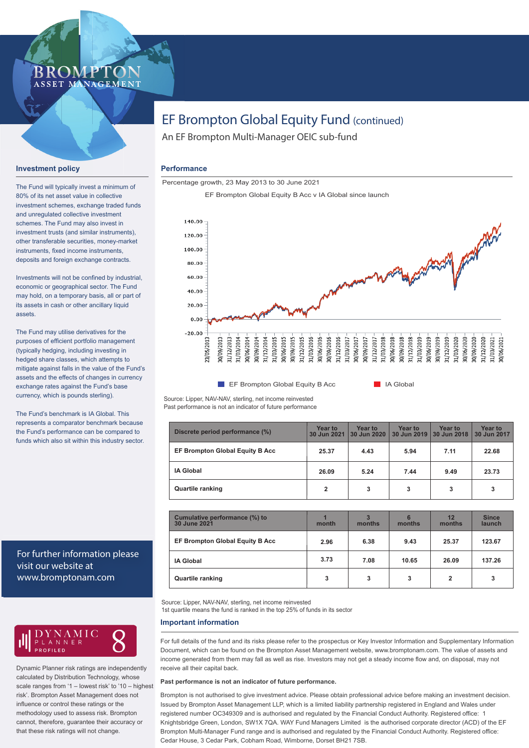BROMPTON
ASSET MANAGEMENT

# EF Brompton Global Equity Fund (continued)

An EF Brompton Multi-Manager OEIC sub-fund

## Investment policy

The Fund will typically invest a minimum of 80% of its net asset value in collective investment schemes, exchange traded funds and unregulated collective investment schemes. The Fund may also invest in investment trusts (and similar instruments), other transferable securities, money-market instruments, fixed income instruments, deposits and foreign exchange contracts.

Investments will not be confined by industrial, economic or geographical sector. The Fund may hold, on a temporary basis, all or part of its assets in cash or other ancillary liquid assets.

The Fund may utilise derivatives for the purposes of efficient portfolio management (typically hedging, including investing in hedged share classes, which attempts to mitigate against falls in the value of the Fund's assets and the effects of changes in currency exchange rates against the Fund's base currency, which is pounds sterling).

The Fund's benchmark is IA Global. This represents a comparator benchmark because the Fund's performance can be compared to funds which also sit within this industry sector.

For further information please visit our website at www.bromptonam.com

DYNAMIC PLANNER PROFILED 8

Dynamic Planner risk ratings are independently calculated by Distribution Technology, whose scale ranges from '1 – lowest risk' to '10 – highest risk'. Brompton Asset Management does not influence or control these ratings or the methodology used to assess risk. Brompton cannot, therefore, guarantee their accuracy or that these risk ratings will not change.

## Performance

Percentage growth, 23 May 2013 to 30 June 2021

EF Brompton Global Equity B Acc v IA Global since launch

140.00
120.00
100.00
80.00
60.00
40.00
20.00
0.00
-20.00

23/05/2013, 30/09/2013, 31/12/2013, 31/03/2014, 30/06/2014, 30/09/2014, 31/12/2014, 31/03/2015, 30/06/2015, 30/09/2015, 31/12/2015, 31/03/2016, 30/06/2016, 30/09/2016, 31/12/2016, 31/03/2017, 30/06/2017, 30/09/2017, 31/12/2017, 31/03/2018, 30/06/2018, 30/09/2018, 31/12/2018, 31/03/2019, 30/06/2019, 30/09/2019, 31/12/2019, 31/03/2020, 30/06/2020, 30/09/2020, 31/12/2020, 31/03/2021, 30/06/2021

EF Brompton Global Equity B Acc
IA Global

Source: Lipper, NAV-NAV, sterling, net income reinvested
Past performance is not an indicator of future performance

| Discrete period performance (%) | Year to 30 Jun 2021 | Year to 30 Jun 2020 | Year to 30 Jun 2019 | Year to 30 Jun 2018 | Year to 30 Jun 2017 |
|---|---|---|---|---|---|
| **EF Brompton Global Equity B Acc** | 25.37 | 4.43 | 5.94 | 7.11 | 22.68 |
| **IA Global** | 26.09 | 5.24 | 7.44 | 9.49 | 23.73 |
| **Quartile ranking** | 2 | 3 | 3 | 3 | 3 |

| Cumulative performance (%) to 30 June 2021 | 1 month | 3 months | 6 months | 12 months | Since launch |
|---|---|---|---|---|---|
| **EF Brompton Global Equity B Acc** | 2.96 | 6.38 | 9.43 | 25.37 | 123.67 |
| **IA Global** | 3.73 | 7.08 | 10.65 | 26.09 | 137.26 |
| **Quartile ranking** | 3 | 3 | 3 | 2 | 3 |

Source: Lipper, NAV-NAV, sterling, net income reinvested
1st quartile means the fund is ranked in the top 25% of funds in its sector

## Important information

For full details of the fund and its risks please refer to the prospectus or Key Investor Information and Supplementary Information Document, which can be found on the Brompton Asset Management website, www.bromptonam.com. The value of assets and income generated from them may fall as well as rise. Investors may not get a steady income flow and, on disposal, may not receive all their capital back.

**Past performance is not an indicator of future performance.**

Brompton is not authorised to give investment advice. Please obtain professional advice before making an investment decision. Issued by Brompton Asset Management LLP, which is a limited liability partnership registered in England and Wales under registered number OC349309 and is authorised and regulated by the Financial Conduct Authority. Registered office: 1 Knightsbridge Green, London, SW1X 7QA. WAY Fund Managers Limited is the authorised corporate director (ACD) of the EF Brompton Multi-Manager Fund range and is authorised and regulated by the Financial Conduct Authority. Registered office: Cedar House, 3 Cedar Park, Cobham Road, Wimborne, Dorset BH21 7SB.